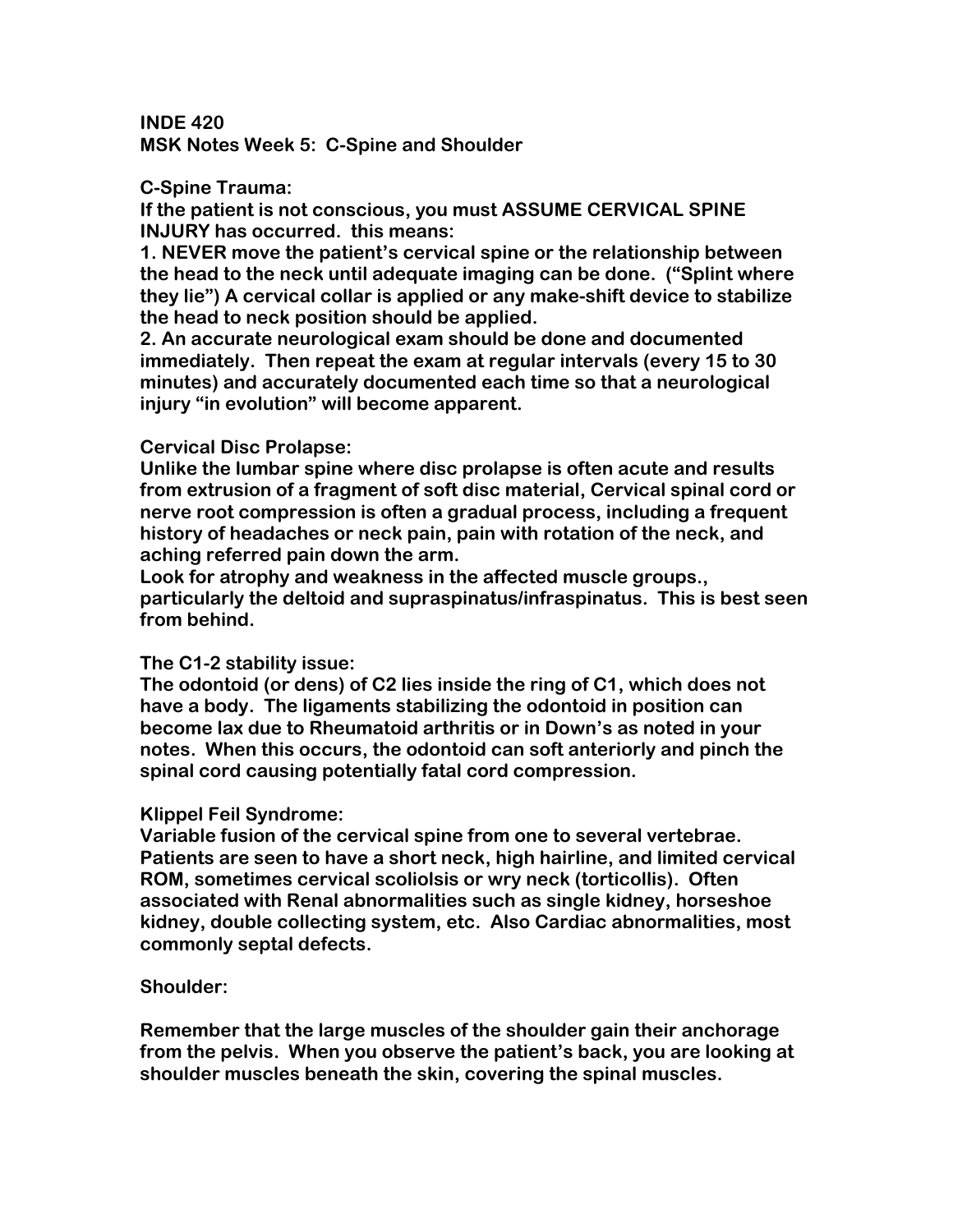**INDE 420**
**MSK Notes Week 5: C-Spine and Shoulder**

**C-Spine Trauma:**
**If the patient is not conscious, you must ASSUME CERVICAL SPINE INJURY has occurred. this means:**
**1. NEVER move the patient's cervical spine or the relationship between the head to the neck until adequate imaging can be done. ("Splint where they lie") A cervical collar is applied or any make-shift device to stabilize the head to neck position should be applied.**
**2. An accurate neurological exam should be done and documented immediately. Then repeat the exam at regular intervals (every 15 to 30 minutes) and accurately documented each time so that a neurological injury "in evolution" will become apparent.**

**Cervical Disc Prolapse:**
**Unlike the lumbar spine where disc prolapse is often acute and results from extrusion of a fragment of soft disc material, Cervical spinal cord or nerve root compression is often a gradual process, including a frequent history of headaches or neck pain, pain with rotation of the neck, and aching referred pain down the arm.**
**Look for atrophy and weakness in the affected muscle groups., particularly the deltoid and supraspinatus/infraspinatus. This is best seen from behind.**

**The C1-2 stability issue:**
**The odontoid (or dens) of C2 lies inside the ring of C1, which does not have a body. The ligaments stabilizing the odontoid in position can become lax due to Rheumatoid arthritis or in Down's as noted in your notes. When this occurs, the odontoid can soft anteriorly and pinch the spinal cord causing potentially fatal cord compression.**

**Klippel Feil Syndrome:**
**Variable fusion of the cervical spine from one to several vertebrae. Patients are seen to have a short neck, high hairline, and limited cervical ROM, sometimes cervical scoliolsis or wry neck (torticollis). Often associated with Renal abnormalities such as single kidney, horseshoe kidney, double collecting system, etc. Also Cardiac abnormalities, most commonly septal defects.**

**Shoulder:**

**Remember that the large muscles of the shoulder gain their anchorage from the pelvis. When you observe the patient's back, you are looking at shoulder muscles beneath the skin, covering the spinal muscles.**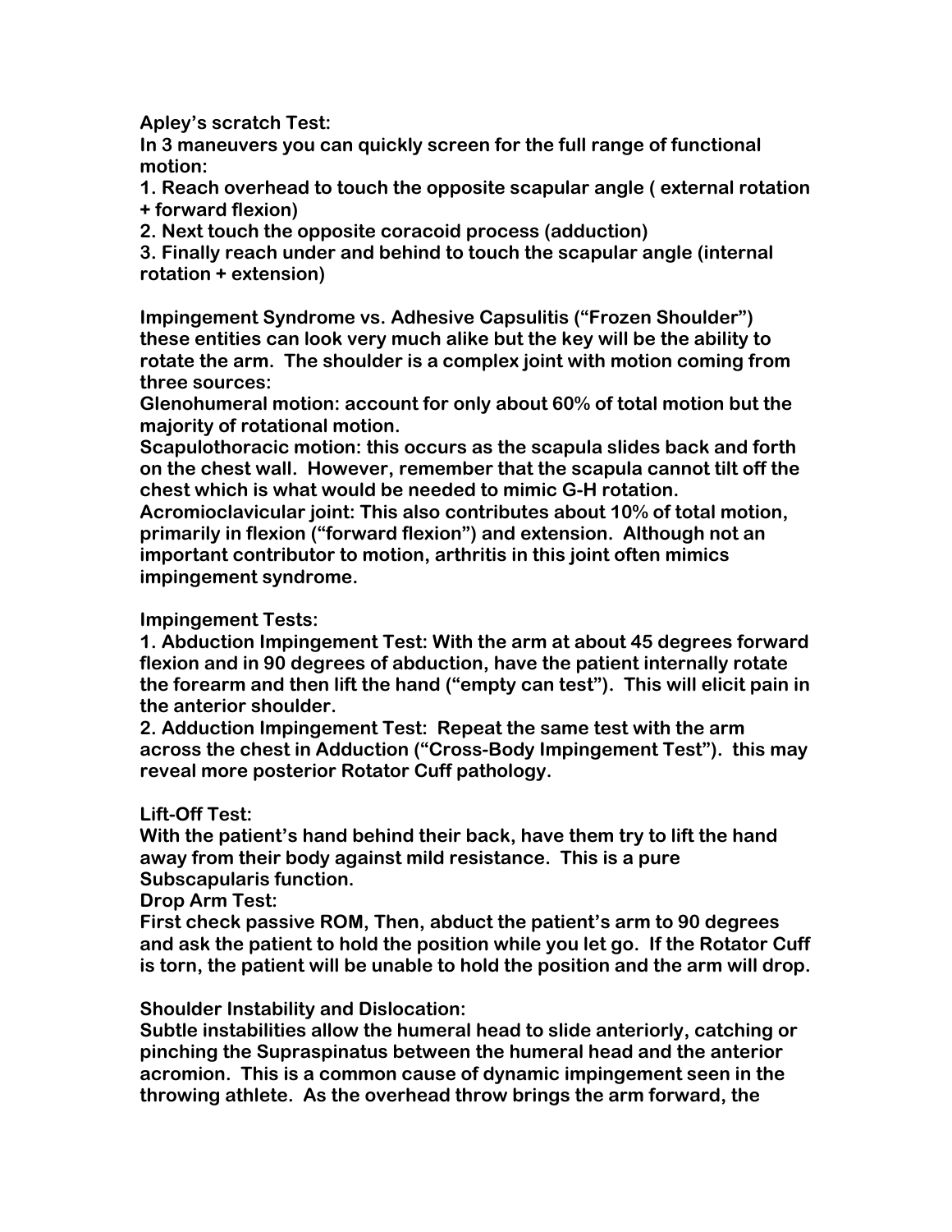**Apley's scratch Test:**
**In 3 maneuvers you can quickly screen for the full range of functional motion:**

1. **Reach overhead to touch the opposite scapular angle ( external rotation + forward flexion)**
2. **Next touch the opposite coracoid process (adduction)**
3. **Finally reach under and behind to touch the scapular angle (internal rotation + extension)**

**Impingement Syndrome vs. Adhesive Capsulitis ("Frozen Shoulder") these entities can look very much alike but the key will be the ability to rotate the arm. The shoulder is a complex joint with motion coming from three sources:**
**Glenohumeral motion: account for only about 60% of total motion but the majority of rotational motion.**
**Scapulothoracic motion: this occurs as the scapula slides back and forth on the chest wall. However, remember that the scapula cannot tilt off the chest which is what would be needed to mimic G-H rotation.**
**Acromioclavicular joint: This also contributes about 10% of total motion, primarily in flexion ("forward flexion") and extension. Although not an important contributor to motion, arthritis in this joint often mimics impingement syndrome.**

**Impingement Tests:**

1. **Abduction Impingement Test: With the arm at about 45 degrees forward flexion and in 90 degrees of abduction, have the patient internally rotate the forearm and then lift the hand ("empty can test"). This will elicit pain in the anterior shoulder.**
2. **Adduction Impingement Test: Repeat the same test with the arm across the chest in Adduction ("Cross-Body Impingement Test"). this may reveal more posterior Rotator Cuff pathology.**

**Lift-Off Test:**
**With the patient's hand behind their back, have them try to lift the hand away from their body against mild resistance. This is a pure Subscapularis function.**
**Drop Arm Test:**
**First check passive ROM, Then, abduct the patient's arm to 90 degrees and ask the patient to hold the position while you let go. If the Rotator Cuff is torn, the patient will be unable to hold the position and the arm will drop.**

**Shoulder Instability and Dislocation:**
**Subtle instabilities allow the humeral head to slide anteriorly, catching or pinching the Supraspinatus between the humeral head and the anterior acromion. This is a common cause of dynamic impingement seen in the throwing athlete. As the overhead throw brings the arm forward, the**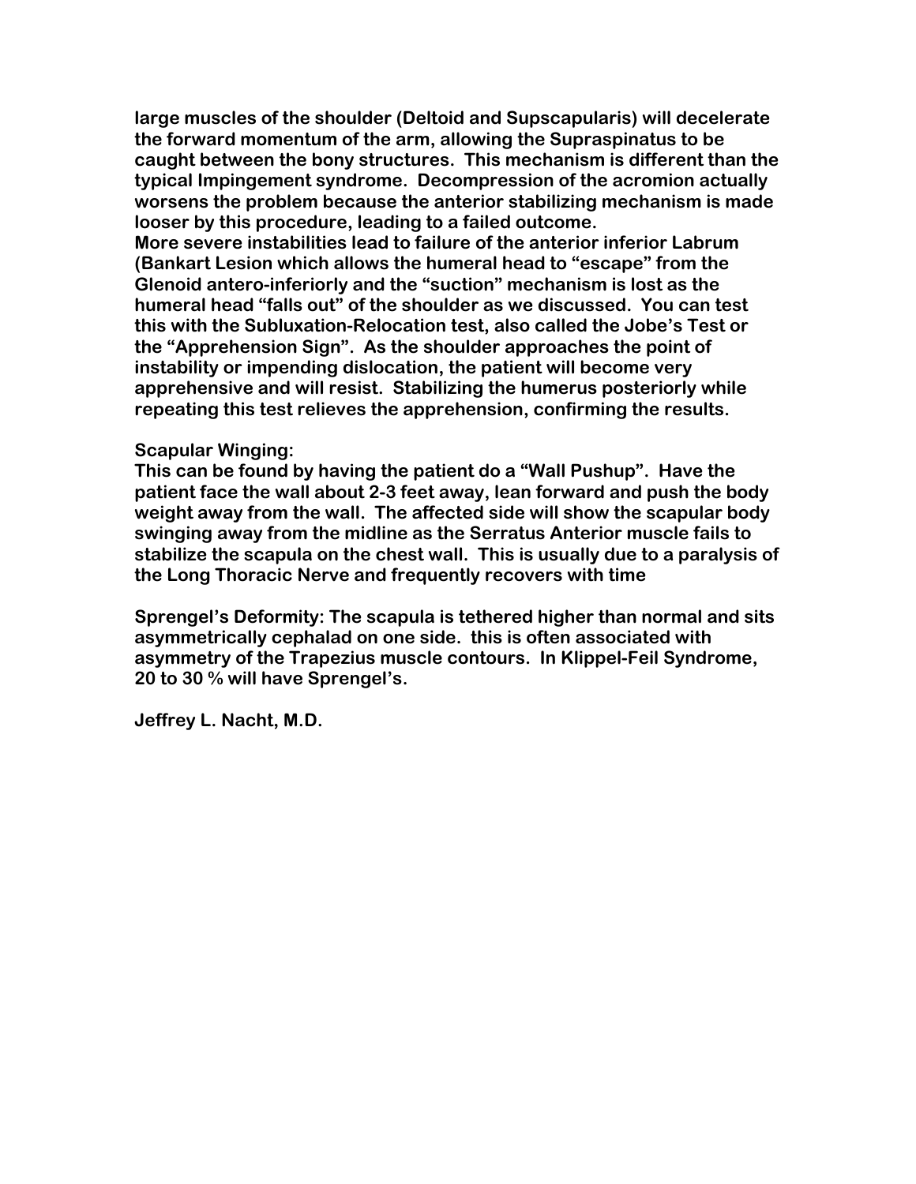**large muscles of the shoulder (Deltoid and Supscapularis) will decelerate the forward momentum of the arm, allowing the Supraspinatus to be caught between the bony structures. This mechanism is different than the typical Impingement syndrome. Decompression of the acromion actually worsens the problem because the anterior stabilizing mechanism is made looser by this procedure, leading to a failed outcome.**
**More severe instabilities lead to failure of the anterior inferior Labrum (Bankart Lesion which allows the humeral head to "escape" from the Glenoid antero-inferiorly and the "suction" mechanism is lost as the humeral head "falls out" of the shoulder as we discussed. You can test this with the Subluxation-Relocation test, also called the Jobe's Test or the "Apprehension Sign". As the shoulder approaches the point of instability or impending dislocation, the patient will become very apprehensive and will resist. Stabilizing the humerus posteriorly while repeating this test relieves the apprehension, confirming the results.**

**Scapular Winging:**
**This can be found by having the patient do a "Wall Pushup". Have the patient face the wall about 2-3 feet away, lean forward and push the body weight away from the wall. The affected side will show the scapular body swinging away from the midline as the Serratus Anterior muscle fails to stabilize the scapula on the chest wall. This is usually due to a paralysis of the Long Thoracic Nerve and frequently recovers with time**

**Sprengel's Deformity: The scapula is tethered higher than normal and sits asymmetrically cephalad on one side. this is often associated with asymmetry of the Trapezius muscle contours. In Klippel-Feil Syndrome, 20 to 30 % will have Sprengel's.**

**Jeffrey L. Nacht, M.D.**